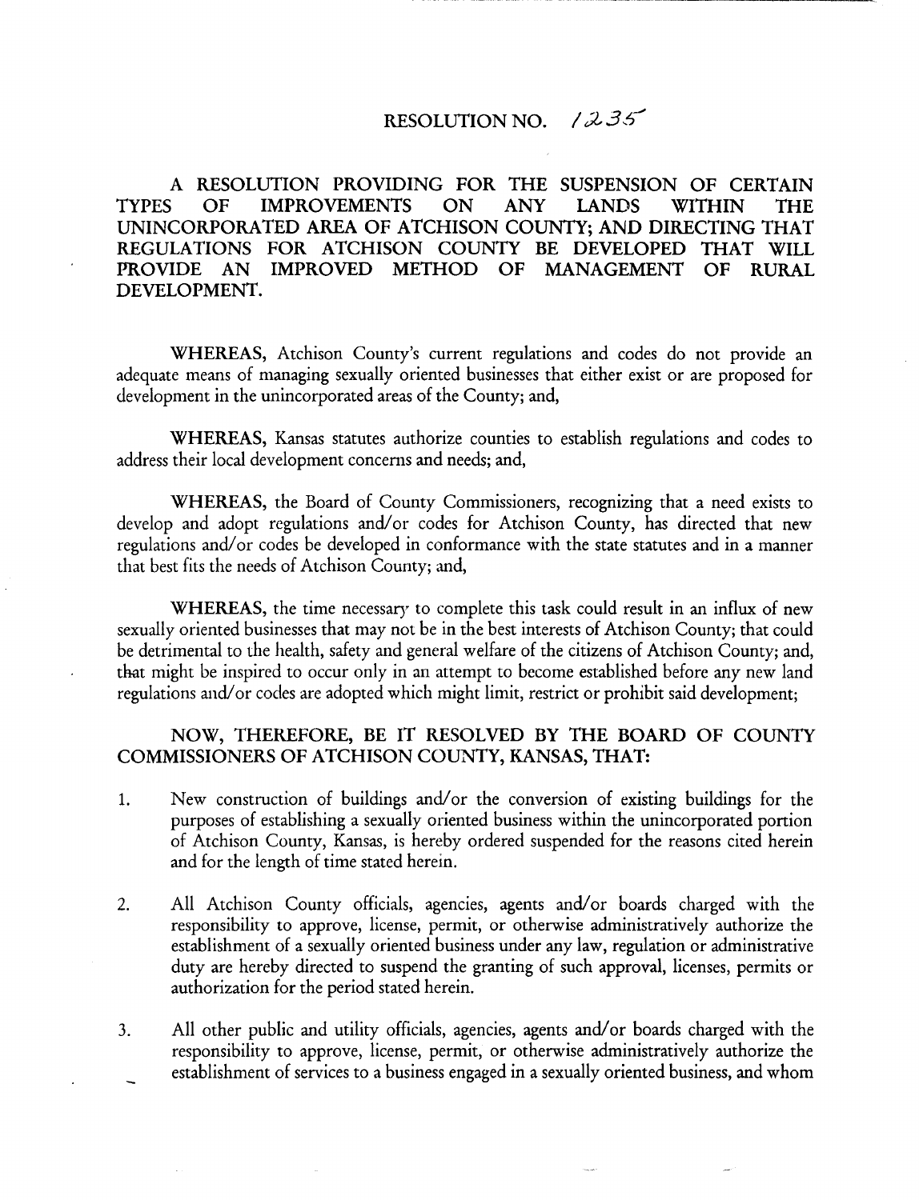# RESOLUTION NO. 1235

A RESOLUTION PROVIDING FOR THE SUSPENSION OF CERTAIN TYPES OF IMPROVEMENTS ON ANY LANDS WITHIN THE UNINCORPORATED AREA OF ATCHISON COUNTY; AND DIRECTING THAT REGULATIONS FOR ATCHISON COUNTY BE DEVELOPED THAT WILL PROVIDE AN IMPROVED METHOD OF MANAGEMENT OF RURAL DEVELOPMENT.

**WHEREAS,** Atchison County's current regulations and codes do not provide an adequate means of managing sexually oriented businesses that either exist or are proposed for development in the unincorporated areas of the County; and,

**WHEREAS,** Kansas statutes authorize counties to establish regulations and codes to address their local development concerns and needs; and,

**WHEREAS,** the Board of County Commissioners, recognizing that a need exists to develop and adopt regulations and/or codes for Atchison County, has directed that new regulations and/or codes be developed in conformance with the state statutes and in a manner that best fits the needs of Atchison County; and,

**WHEREAS,** the time necessary to complete this task could result in an influx of new sexually oriented businesses that may not be in the best interests of Atchison County; that could be detrimental to the health, safety and general welfare of the citizens of Atchison County; and, that might be inspired to occur only in an attempt to become established before any new land regulations and/or codes are adopted which might limit, restrict or prohibit said development;

**NOW, THEREFORE, BE IT RESOLVED BY THE BOARD OF COUNTY COMMISSIONERS OF ATCHISON COUNTY, KANSAS, THAT:**

1. New construction of buildings and/or the conversion of existing buildings for the purposes of establishing a sexually oriented business within the unincorporated portion of Atchison County, Kansas, is hereby ordered suspended for the reasons cited herein and for the length of time stated herein.

2. All Atchison County officials, agencies, agents and/or boards charged with the responsibility to approve, license, permit, or otherwise administratively authorize the establishment of a sexually oriented business under any law, regulation or administrative duty are hereby directed to suspend the granting of such approval, licenses, permits or authorization for the period stated herein.

3. All other public and utility officials, agencies, agents and/or boards charged with the responsibility to approve, license, permit, or otherwise administratively authorize the establishment of services to a business engaged in a sexually oriented business, and whom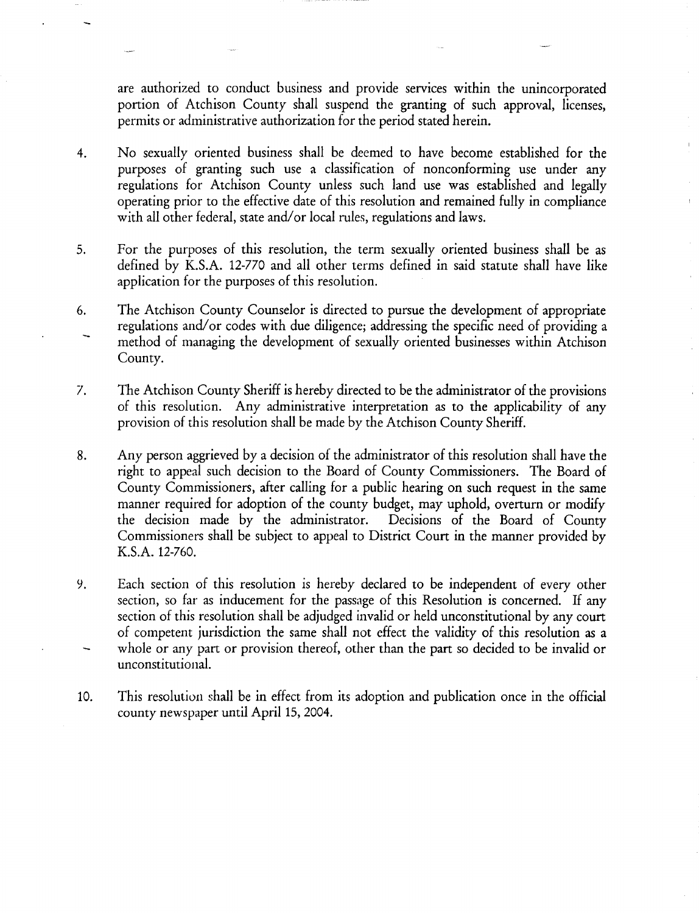are authorized to conduct business and provide services within the unincorporated portion of Atchison County shall suspend the granting of such approval, licenses, permits or administrative authorization for the period stated herein.

4. No sexually oriented business shall be deemed to have become established for the purposes of granting such use a classification of nonconforming use under any regulations for Atchison County unless such land use was established and legally operating prior to the effective date of this resolution and remained fully in compliance with all other federal, state and/or local rules, regulations and laws.

5. For the purposes of this resolution, the term sexually oriented business shall be as defined by K.S.A. 12-770 and all other terms defined in said statute shall have like application for the purposes of this resolution.

6. The Atchison County Counselor is directed to pursue the development of appropriate regulations and/or codes with due diligence; addressing the specific need of providing a method of managing the development of sexually oriented businesses within Atchison County.

7. The Atchison County Sheriff is hereby directed to be the administrator of the provisions of this resolution. Any administrative interpretation as to the applicability of any provision of this resolution shall be made by the Atchison County Sheriff.

8. Any person aggrieved by a decision of the administrator of this resolution shall have the right to appeal such decision to the Board of County Commissioners. The Board of County Commissioners, after calling for a public hearing on such request in the same manner required for adoption of the county budget, may uphold, overturn or modify the decision made by the administrator. Decisions of the Board of County Commissioners shall be subject to appeal to District Court in the manner provided by K.S.A. 12-760.

9. Each section of this resolution is hereby declared to be independent of every other section, so far as inducement for the passage of this Resolution is concerned. If any section of this resolution shall be adjudged invalid or held unconstitutional by any court of competent jurisdiction the same shall not effect the validity of this resolution as a whole or any part or provision thereof, other than the part so decided to be invalid or unconstitutional.

10. This resolution shall be in effect from its adoption and publication once in the official county newspaper until April 15, 2004.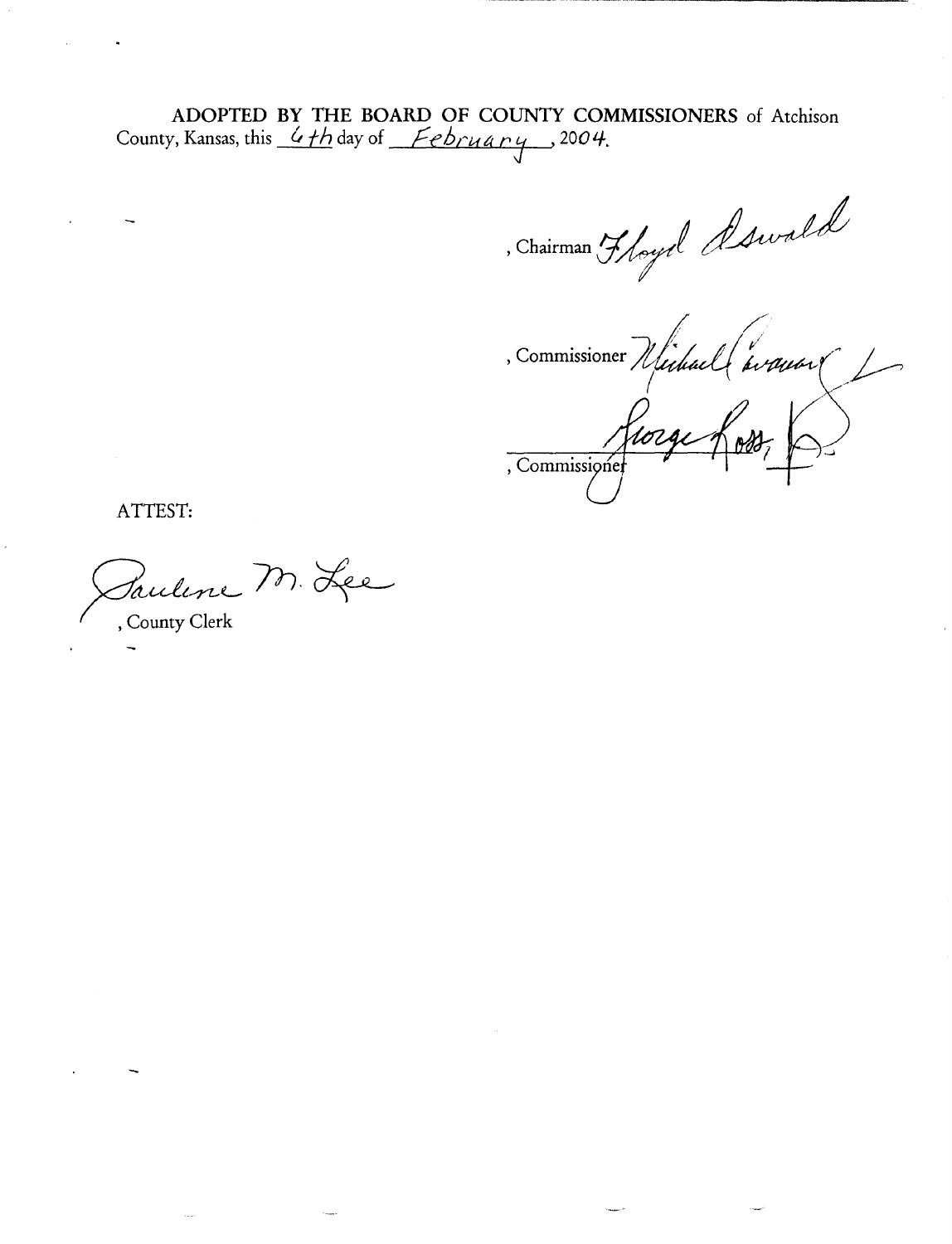**ADOPTED BY THE BOARD OF COUNTY COMMISSIONERS** of Atchison County, Kansas, this 6th day of February, 2004.

Floyd Oswald, Chairman

Michael Cravens, Commissioner

George Ross, Jr., Commissioner

ATTEST:

Pauline M. Lee, County Clerk